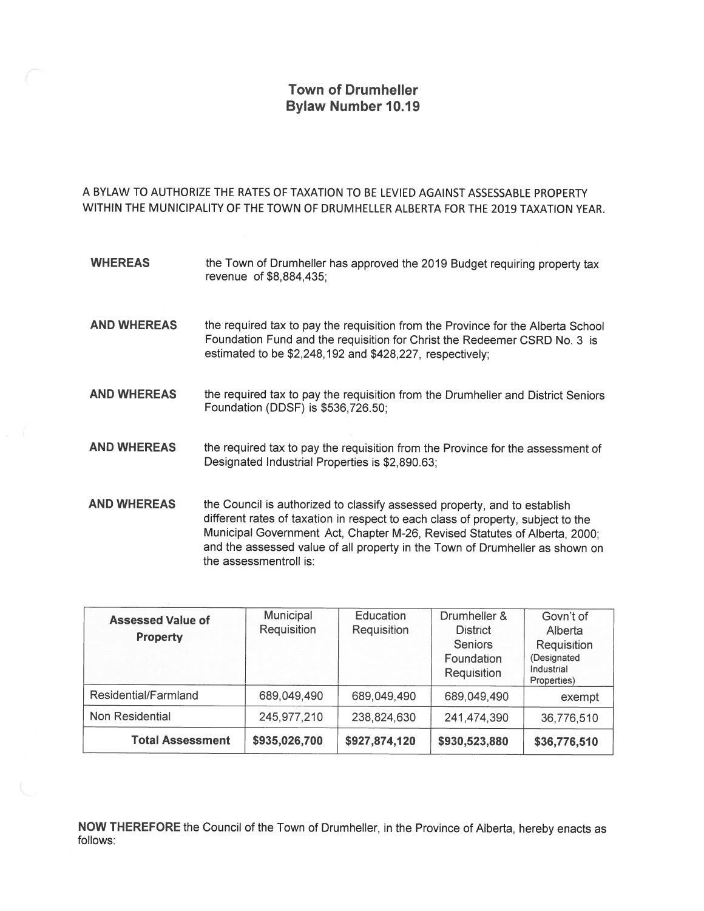# Town of Drumheller
# Bylaw Number 10.19

A BYLAW TO AUTHORIZE THE RATES OF TAXATION TO BE LEVIED AGAINST ASSESSABLE PROPERTY WITHIN THE MUNICIPALITY OF THE TOWN OF DRUMHELLER ALBERTA FOR THE 2019 TAXATION YEAR.

**WHEREAS** the Town of Drumheller has approved the 2019 Budget requiring property tax revenue of $8,884,435;

**AND WHEREAS** the required tax to pay the requisition from the Province for the Alberta School Foundation Fund and the requisition for Christ the Redeemer CSRD No. 3 is estimated to be $2,248,192 and $428,227, respectively;

**AND WHEREAS** the required tax to pay the requisition from the Drumheller and District Seniors Foundation (DDSF) is $536,726.50;

**AND WHEREAS** the required tax to pay the requisition from the Province for the assessment of Designated Industrial Properties is $2,890.63;

**AND WHEREAS** the Council is authorized to classify assessed property, and to establish different rates of taxation in respect to each class of property, subject to the Municipal Government Act, Chapter M-26, Revised Statutes of Alberta, 2000; and the assessed value of all property in the Town of Drumheller as shown on the assessmentroll is:

| **Assessed Value of Property** | Municipal Requisition | Education Requisition | Drumheller & District Seniors Foundation Requisition | Govn't of Alberta Requisition (Designated Industrial Properties) |
|---|---|---|---|---|
| Residential/Farmland | 689,049,490 | 689,049,490 | 689,049,490 | exempt |
| Non Residential | 245,977,210 | 238,824,630 | 241,474,390 | 36,776,510 |
| **Total Assessment** | **$935,026,700** | **$927,874,120** | **$930,523,880** | **$36,776,510** |

**NOW THEREFORE** the Council of the Town of Drumheller, in the Province of Alberta, hereby enacts as follows: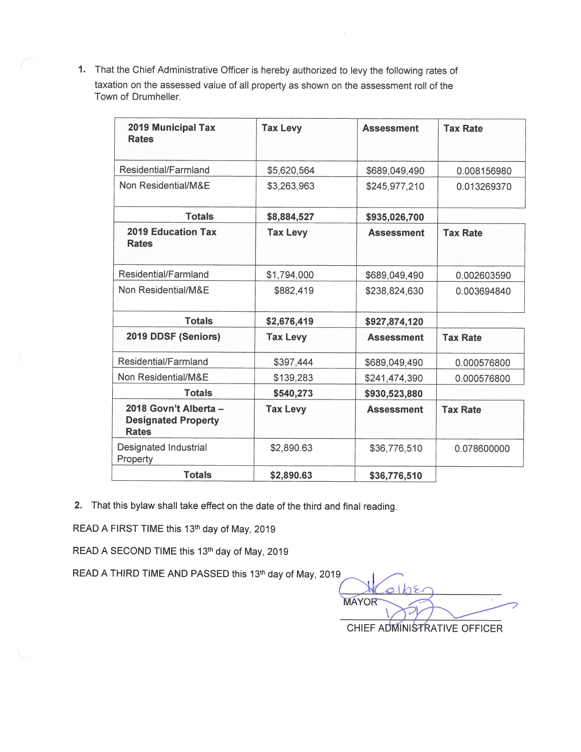1. That the Chief Administrative Officer is hereby authorized to levy the following rates of taxation on the assessed value of all property as shown on the assessment roll of the Town of Drumheller.

| **2019 Municipal Tax Rates** | **Tax Levy** | **Assessment** | **Tax Rate** |
|---|---|---|---|
| Residential/Farmland | $5,620,564 | $689,049,490 | 0.008156980 |
| Non Residential/M&E | $3,263,963 | $245,977,210 | 0.013269370 |
| **Totals** | **$8,884,527** | **$935,026,700** | |
| **2019 Education Tax Rates** | **Tax Levy** | **Assessment** | **Tax Rate** |
| Residential/Farmland | $1,794,000 | $689,049,490 | 0.002603590 |
| Non Residential/M&E | $882,419 | $238,824,630 | 0.003694840 |
| **Totals** | **$2,676,419** | **$927,874,120** | |
| **2019 DDSF (Seniors)** | **Tax Levy** | **Assessment** | **Tax Rate** |
| Residential/Farmland | $397,444 | $689,049,490 | 0.000576800 |
| Non Residential/M&E | $139,283 | $241,474,390 | 0.000576800 |
| **Totals** | **$540,273** | **$930,523,880** | |
| **2018 Govn't Alberta – Designated Property Rates** | **Tax Levy** | **Assessment** | **Tax Rate** |
| Designated Industrial Property | $2,890.63 | $36,776,510 | 0.078600000 |
| **Totals** | **$2,890.63** | **$36,776,510** | |

2. That this bylaw shall take effect on the date of the third and final reading.

READ A FIRST TIME this 13th day of May, 2019

READ A SECOND TIME this 13th day of May, 2019

READ A THIRD TIME AND PASSED this 13th day of May, 2019

MAYOR

CHIEF ADMINISTRATIVE OFFICER